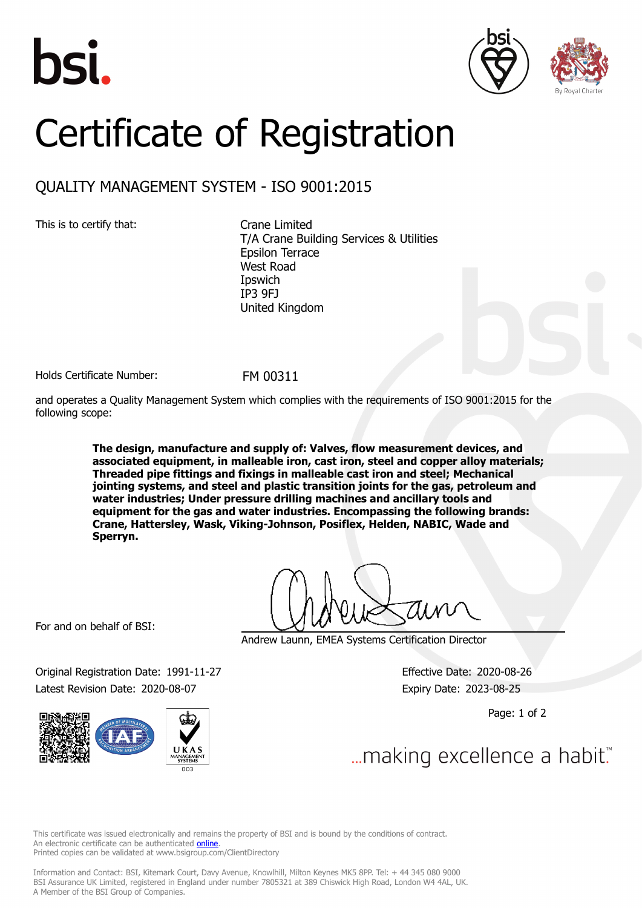# Certificate of Registration

## QUALITY MANAGEMENT SYSTEM - ISO 9001:2015

This is to certify that:

Crane Limited
T/A Crane Building Services & Utilities
Epsilon Terrace
West Road
Ipswich
IP3 9FJ
United Kingdom

Holds Certificate Number: FM 00311

and operates a Quality Management System which complies with the requirements of ISO 9001:2015 for the following scope:

**The design, manufacture and supply of: Valves, flow measurement devices, and associated equipment, in malleable iron, cast iron, steel and copper alloy materials; Threaded pipe fittings and fixings in malleable cast iron and steel; Mechanical jointing systems, and steel and plastic transition joints for the gas, petroleum and water industries; Under pressure drilling machines and ancillary tools and equipment for the gas and water industries. Encompassing the following brands: Crane, Hattersley, Wask, Viking-Johnson, Posiflex, Helden, NABIC, Wade and Sperryn.**

For and on behalf of BSI:

Andrew Launn, EMEA Systems Certification Director

Original Registration Date: 1991-11-27
Latest Revision Date: 2020-08-07

Effective Date: 2020-08-26
Expiry Date: 2023-08-25

...making excellence a habit.™

This certificate was issued electronically and remains the property of BSI and is bound by the conditions of contract.
An electronic certificate can be authenticated online.
Printed copies can be validated at www.bsigroup.com/ClientDirectory

Information and Contact: BSI, Kitemark Court, Davy Avenue, Knowlhill, Milton Keynes MK5 8PP. Tel: + 44 345 080 9000
BSI Assurance UK Limited, registered in England under number 7805321 at 389 Chiswick High Road, London W4 4AL, UK.
A Member of the BSI Group of Companies.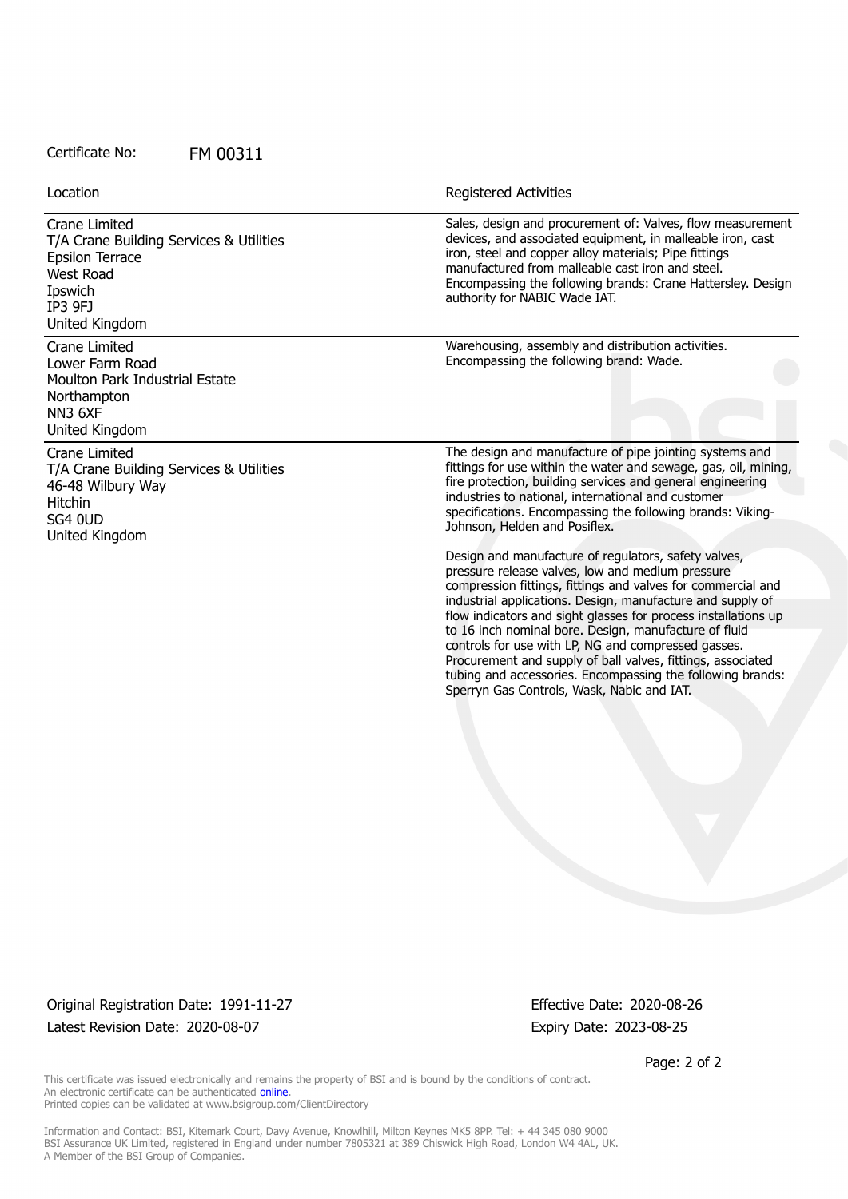Certificate No: FM 00311

| Location | Registered Activities |
| --- | --- |
| Crane Limited<br>T/A Crane Building Services & Utilities<br>Epsilon Terrace<br>West Road<br>Ipswich<br>IP3 9FJ<br>United Kingdom | Sales, design and procurement of: Valves, flow measurement devices, and associated equipment, in malleable iron, cast iron, steel and copper alloy materials; Pipe fittings manufactured from malleable cast iron and steel. Encompassing the following brands: Crane Hattersley. Design authority for NABIC Wade IAT. |
| Crane Limited<br>Lower Farm Road<br>Moulton Park Industrial Estate<br>Northampton<br>NN3 6XF<br>United Kingdom | Warehousing, assembly and distribution activities. Encompassing the following brand: Wade. |
| Crane Limited<br>T/A Crane Building Services & Utilities<br>46-48 Wilbury Way<br>Hitchin<br>SG4 0UD<br>United Kingdom | The design and manufacture of pipe jointing systems and fittings for use within the water and sewage, gas, oil, mining, fire protection, building services and general engineering industries to national, international and customer specifications. Encompassing the following brands: Viking-Johnson, Helden and Posiflex.<br><br>Design and manufacture of regulators, safety valves, pressure release valves, low and medium pressure compression fittings, fittings and valves for commercial and industrial applications. Design, manufacture and supply of flow indicators and sight glasses for process installations up to 16 inch nominal bore. Design, manufacture of fluid controls for use with LP, NG and compressed gasses. Procurement and supply of ball valves, fittings, associated tubing and accessories. Encompassing the following brands: Sperryn Gas Controls, Wask, Nabic and IAT. |

Original Registration Date: 1991-11-27

Latest Revision Date: 2020-08-07

Effective Date: 2020-08-26

Expiry Date: 2023-08-25

This certificate was issued electronically and remains the property of BSI and is bound by the conditions of contract.
An electronic certificate can be authenticated online.
Printed copies can be validated at www.bsigroup.com/ClientDirectory

Information and Contact: BSI, Kitemark Court, Davy Avenue, Knowlhill, Milton Keynes MK5 8PP. Tel: + 44 345 080 9000
BSI Assurance UK Limited, registered in England under number 7805321 at 389 Chiswick High Road, London W4 4AL, UK.
A Member of the BSI Group of Companies.